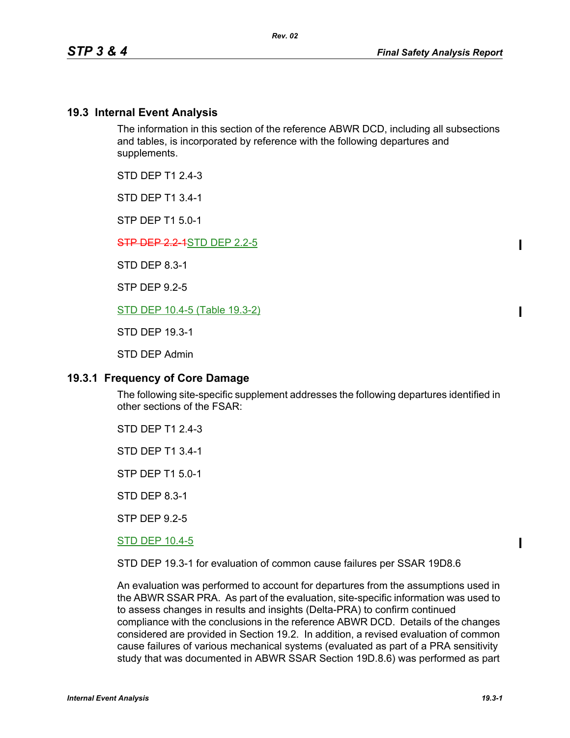## 19.3 Internal Event Analysis

The information in this section of the reference ABWR DCD, including all subsections and tables, is incorporated by reference with the following departures and supplements.

STD DEP T1 2.4-3

STD DEP T1 3.4-1

STP DEP T1 5.0-1

~~STP DEP 2.2-1~~STD DEP 2.2-5

STD DEP 8.3-1

STP DEP 9.2-5

STD DEP 10.4-5 (Table 19.3-2)

STD DEP 19.3-1

STD DEP Admin

### 19.3.1 Frequency of Core Damage

The following site-specific supplement addresses the following departures identified in other sections of the FSAR:

STD DEP T1 2.4-3

STD DEP T1 3.4-1

STP DEP T1 5.0-1

STD DEP 8.3-1

STP DEP 9.2-5

STD DEP 10.4-5

STD DEP 19.3-1 for evaluation of common cause failures per SSAR 19D8.6

An evaluation was performed to account for departures from the assumptions used in the ABWR SSAR PRA. As part of the evaluation, site-specific information was used to to assess changes in results and insights (Delta-PRA) to confirm continued compliance with the conclusions in the reference ABWR DCD. Details of the changes considered are provided in Section 19.2. In addition, a revised evaluation of common cause failures of various mechanical systems (evaluated as part of a PRA sensitivity study that was documented in ABWR SSAR Section 19D.8.6) was performed as part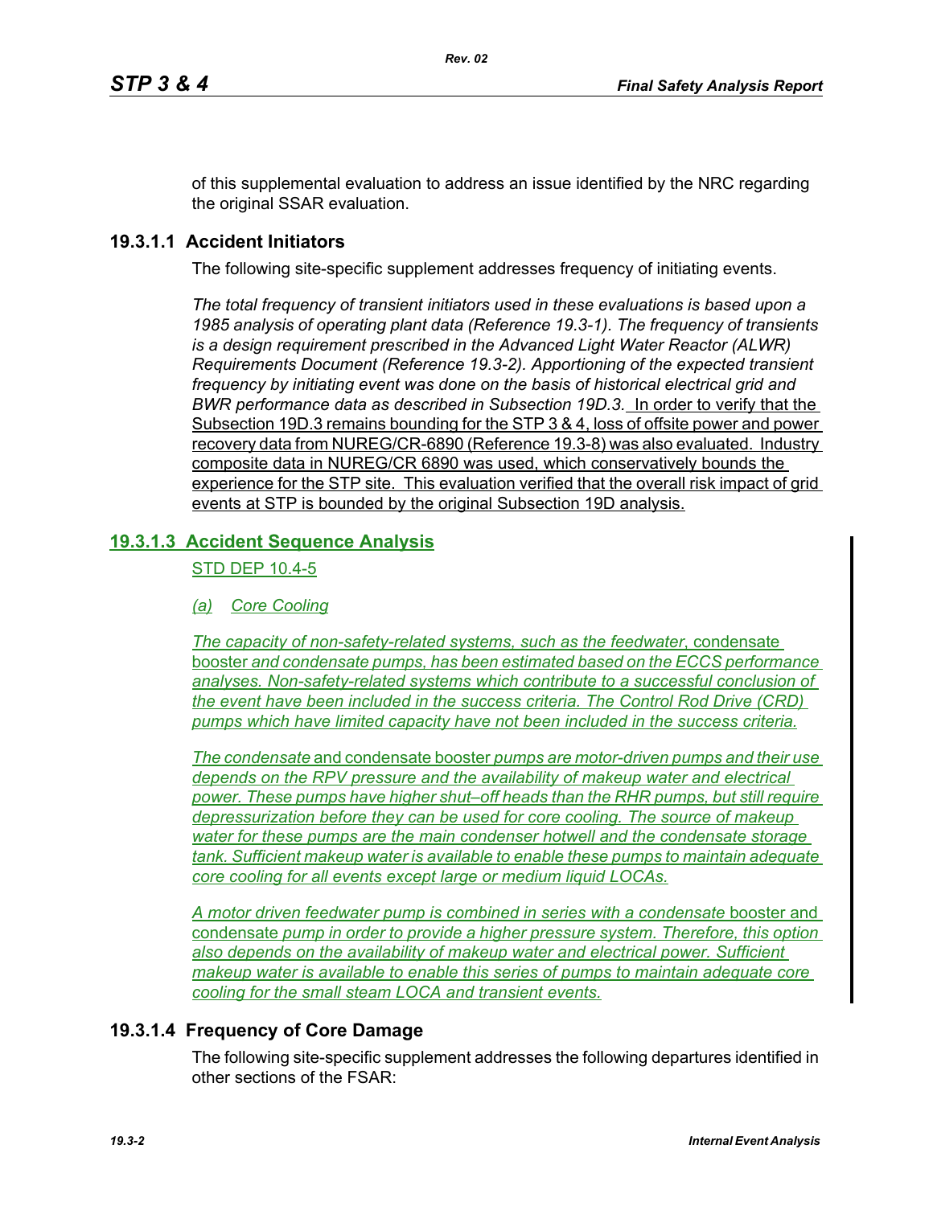of this supplemental evaluation to address an issue identified by the NRC regarding the original SSAR evaluation.

## 19.3.1.1 Accident Initiators

The following site-specific supplement addresses frequency of initiating events.

*The total frequency of transient initiators used in these evaluations is based upon a 1985 analysis of operating plant data (Reference 19.3-1). The frequency of transients is a design requirement prescribed in the Advanced Light Water Reactor (ALWR) Requirements Document (Reference 19.3-2). Apportioning of the expected transient frequency by initiating event was done on the basis of historical electrical grid and BWR performance data as described in Subsection 19D.3.* In order to verify that the Subsection 19D.3 remains bounding for the STP 3 & 4, loss of offsite power and power recovery data from NUREG/CR-6890 (Reference 19.3-8) was also evaluated. Industry composite data in NUREG/CR 6890 was used, which conservatively bounds the experience for the STP site. This evaluation verified that the overall risk impact of grid events at STP is bounded by the original Subsection 19D analysis.

## 19.3.1.3 Accident Sequence Analysis

STD DEP 10.4-5

*(a) Core Cooling*

*The capacity of non-safety-related systems, such as the feedwater*, condensate booster *and condensate pumps, has been estimated based on the ECCS performance analyses. Non-safety-related systems which contribute to a successful conclusion of the event have been included in the success criteria. The Control Rod Drive (CRD) pumps which have limited capacity have not been included in the success criteria.*

*The condensate* and condensate booster *pumps are motor-driven pumps and their use depends on the RPV pressure and the availability of makeup water and electrical power. These pumps have higher shut–off heads than the RHR pumps, but still require depressurization before they can be used for core cooling. The source of makeup water for these pumps are the main condenser hotwell and the condensate storage tank. Sufficient makeup water is available to enable these pumps to maintain adequate core cooling for all events except large or medium liquid LOCAs.*

*A motor driven feedwater pump is combined in series with a condensate* booster and condensate *pump in order to provide a higher pressure system. Therefore, this option also depends on the availability of makeup water and electrical power. Sufficient makeup water is available to enable this series of pumps to maintain adequate core cooling for the small steam LOCA and transient events.*

## 19.3.1.4 Frequency of Core Damage

The following site-specific supplement addresses the following departures identified in other sections of the FSAR: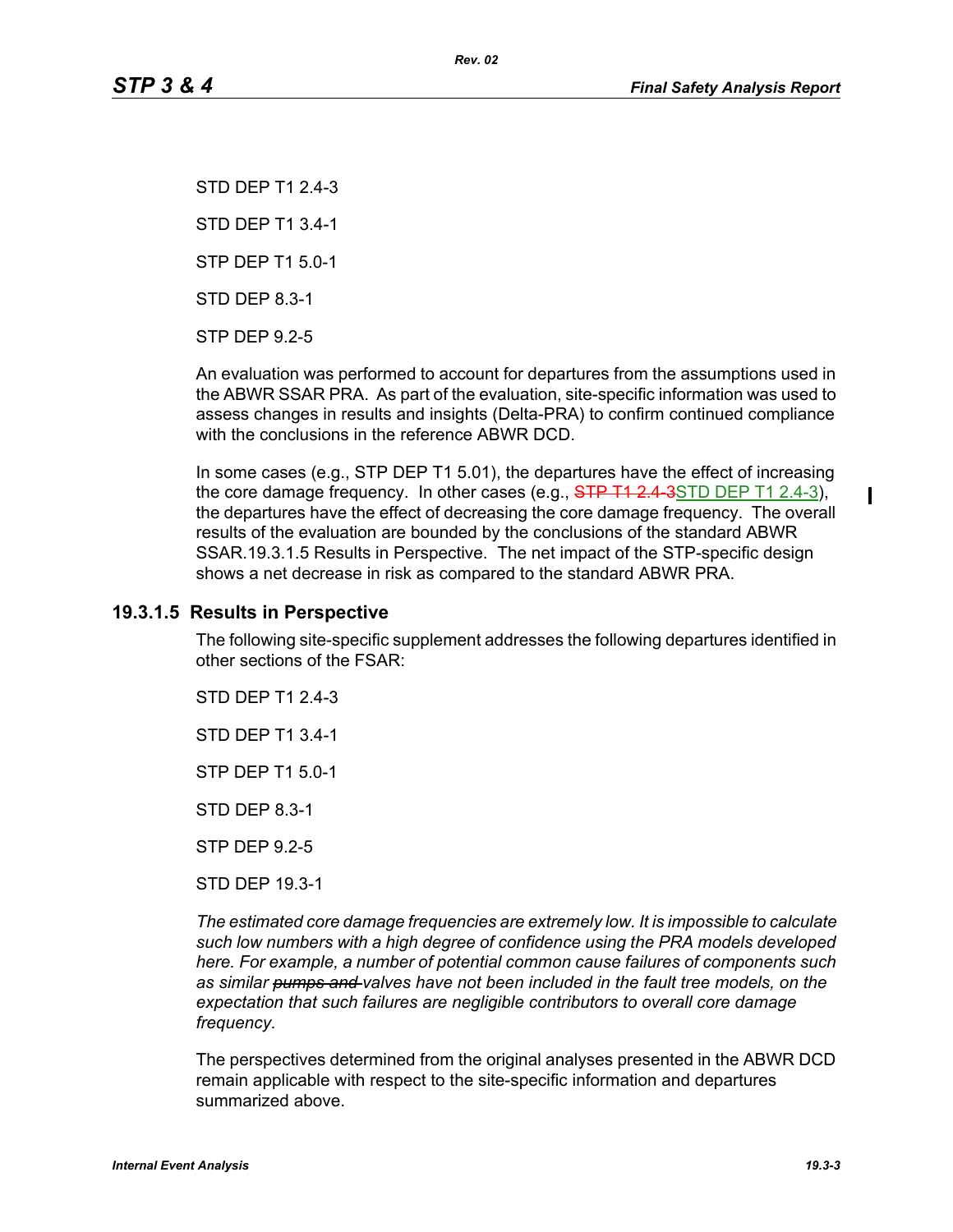STD DEP T1 2.4-3

STD DEP T1 3.4-1

STP DEP T1 5.0-1

STD DEP 8.3-1

STP DEP 9.2-5

An evaluation was performed to account for departures from the assumptions used in the ABWR SSAR PRA. As part of the evaluation, site-specific information was used to assess changes in results and insights (Delta-PRA) to confirm continued compliance with the conclusions in the reference ABWR DCD.

In some cases (e.g., STP DEP T1 5.01), the departures have the effect of increasing the core damage frequency. In other cases (e.g., ~~STP T1 2.4-3~~STD DEP T1 2.4-3), the departures have the effect of decreasing the core damage frequency. The overall results of the evaluation are bounded by the conclusions of the standard ABWR SSAR.19.3.1.5 Results in Perspective. The net impact of the STP-specific design shows a net decrease in risk as compared to the standard ABWR PRA.

### 19.3.1.5 Results in Perspective

The following site-specific supplement addresses the following departures identified in other sections of the FSAR:

STD DEP T1 2.4-3

STD DEP T1 3.4-1

STP DEP T1 5.0-1

STD DEP 8.3-1

STP DEP 9.2-5

STD DEP 19.3-1

*The estimated core damage frequencies are extremely low. It is impossible to calculate such low numbers with a high degree of confidence using the PRA models developed here. For example, a number of potential common cause failures of components such as similar ~~pumps and~~ valves have not been included in the fault tree models, on the expectation that such failures are negligible contributors to overall core damage frequency.*

The perspectives determined from the original analyses presented in the ABWR DCD remain applicable with respect to the site-specific information and departures summarized above.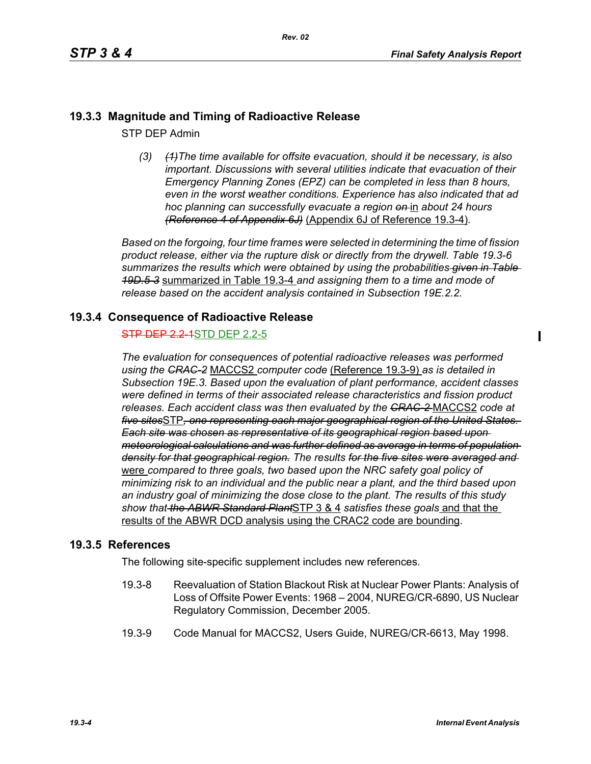## 19.3.3 Magnitude and Timing of Radioactive Release

STP DEP Admin

> *(3) ~~(1)~~The time available for offsite evacuation, should it be necessary, is also important. Discussions with several utilities indicate that evacuation of their Emergency Planning Zones (EPZ) can be completed in less than 8 hours, even in the worst weather conditions. Experience has also indicated that ad hoc planning can successfully evacuate a region ~~on~~* in *about 24 hours ~~(Reference 4 of Appendix 6J)~~* (Appendix 6J of Reference 19.3-4)*.*

*Based on the forgoing, four time frames were selected in determining the time of fission product release, either via the rupture disk or directly from the drywell. Table 19.3-6 summarizes the results which were obtained by using the probabilities ~~given in Table 19D.5-3~~* summarized in Table 19.3-4 *and assigning them to a time and mode of release based on the accident analysis contained in Subsection 19E.2.2.*

## 19.3.4 Consequence of Radioactive Release

~~STP DEP 2.2-1~~STD DEP 2.2-5

*The evaluation for consequences of potential radioactive releases was performed using the ~~CRAC-2~~* MACCS2 *computer code* (Reference 19.3-9) *as is detailed in Subsection 19E.3. Based upon the evaluation of plant performance, accident classes were defined in terms of their associated release characteristics and fission product releases. Each accident class was then evaluated by the ~~CRAC-2~~* MACCS2 *code at ~~five sites~~*STP*~~, one representing each major geographical region of the United States. Each site was chosen as representative of its geographical region based upon meteorological calculations and was further defined as average in terms of population density for that geographical region.~~ The results ~~for the five sites were averaged and~~* were *compared to three goals, two based upon the NRC safety goal policy of minimizing risk to an individual and the public near a plant, and the third based upon an industry goal of minimizing the dose close to the plant. The results of this study show that ~~the ABWR Standard Plant~~*STP 3 & 4 *satisfies these goals* and that the results of the ABWR DCD analysis using the CRAC2 code are bounding.

## 19.3.5 References

The following site-specific supplement includes new references.

19.3-8 Reevaluation of Station Blackout Risk at Nuclear Power Plants: Analysis of Loss of Offsite Power Events: 1968 – 2004, NUREG/CR-6890, US Nuclear Regulatory Commission, December 2005.

19.3-9 Code Manual for MACCS2, Users Guide, NUREG/CR-6613, May 1998.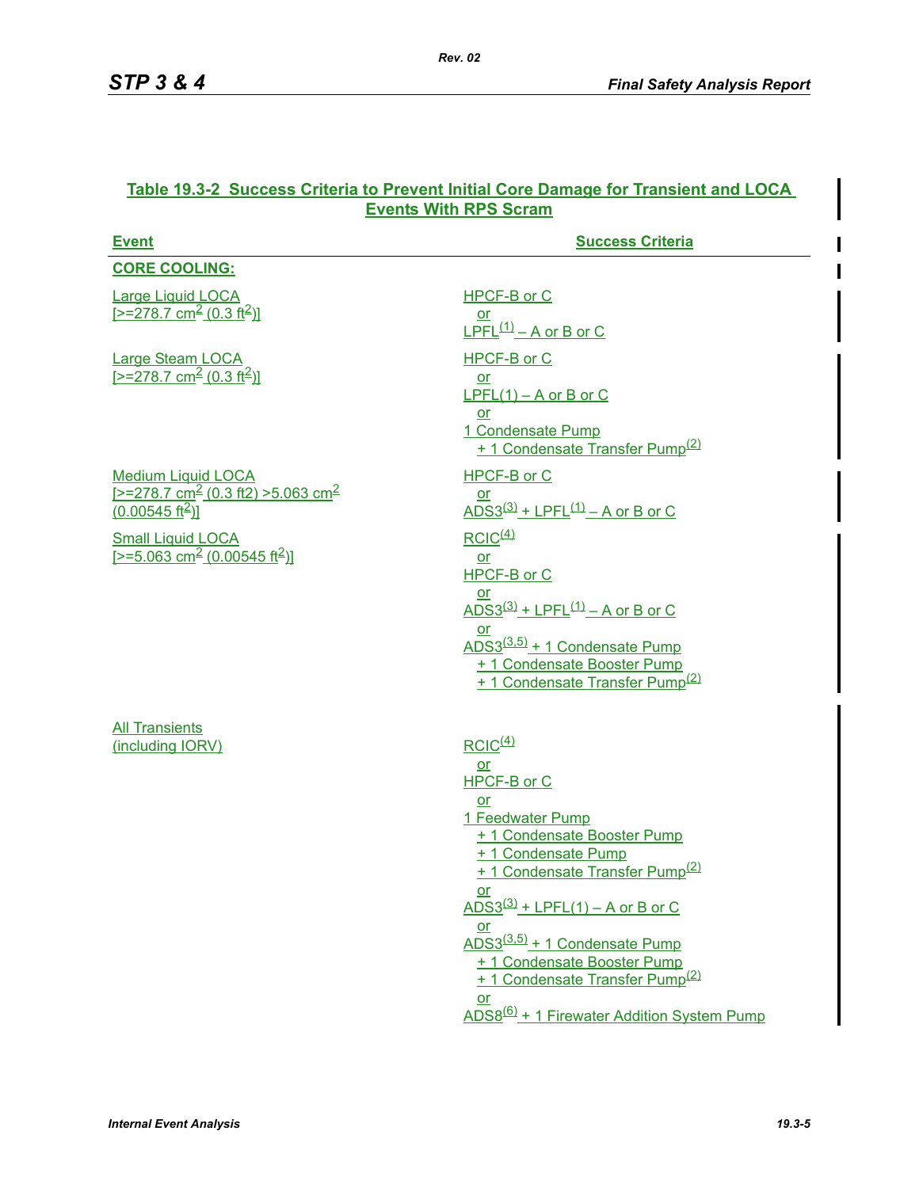## Table 19.3-2 Success Criteria to Prevent Initial Core Damage for Transient and LOCA Events With RPS Scram

| Event | Success Criteria |
|---|---|
| **CORE COOLING:** | |
| Large Liquid LOCA [>=278.7 $cm^2$ (0.3 $ft^2$)] | HPCF-B or C<br>or<br>LPFL(1) – A or B or C |
| Large Steam LOCA [>=278.7 $cm^2$ (0.3 $ft^2$)] | HPCF-B or C<br>or<br>LPFL(1) – A or B or C<br>or<br>1 Condensate Pump<br>+ 1 Condensate Transfer Pump(2) |
| Medium Liquid LOCA [>=278.7 $cm^2$ (0.3 ft2) >5.063 $cm^2$ (0.00545 $ft^2$)] | HPCF-B or C<br>or<br>ADS3(3) + LPFL(1) – A or B or C |
| Small Liquid LOCA [>=5.063 $cm^2$ (0.00545 $ft^2$)] | RCIC(4)<br>or<br>HPCF-B or C<br>or<br>ADS3(3) + LPFL(1) – A or B or C<br>or<br>ADS3(3,5) + 1 Condensate Pump<br>+ 1 Condensate Booster Pump<br>+ 1 Condensate Transfer Pump(2) |
| All Transients (including IORV) | RCIC(4)<br>or<br>HPCF-B or C<br>or<br>1 Feedwater Pump<br>+ 1 Condensate Booster Pump<br>+ 1 Condensate Pump<br>+ 1 Condensate Transfer Pump(2)<br>or<br>ADS3(3) + LPFL(1) – A or B or C<br>or<br>ADS3(3,5) + 1 Condensate Pump<br>+ 1 Condensate Booster Pump<br>+ 1 Condensate Transfer Pump(2)<br>or<br>ADS8(6) + 1 Firewater Addition System Pump |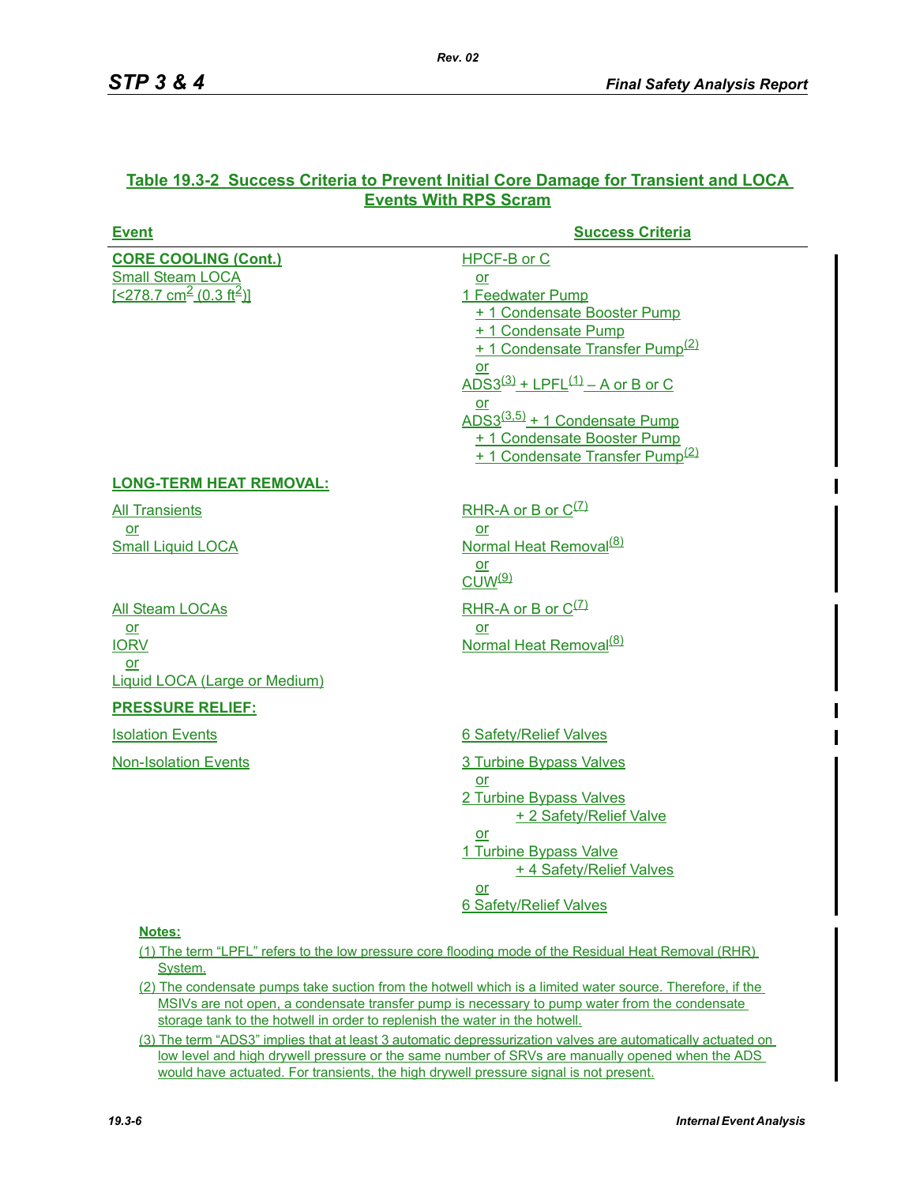## Table 19.3-2 Success Criteria to Prevent Initial Core Damage for Transient and LOCA Events With RPS Scram

| Event | Success Criteria |
|---|---|
| **CORE COOLING (Cont.)** | |
| Small Steam LOCA [<278.7 $cm^2$ (0.3 $ft^2$)] | HPCF-B or C<br>or<br>1 Feedwater Pump<br>+ 1 Condensate Booster Pump<br>+ 1 Condensate Pump<br>+ 1 Condensate Transfer Pump(2)<br>or<br>ADS3(3) + LPFL(1) – A or B or C<br>or<br>ADS3(3,5) + 1 Condensate Pump<br>+ 1 Condensate Booster Pump<br>+ 1 Condensate Transfer Pump(2) |
| **LONG-TERM HEAT REMOVAL:** | |
| All Transients<br>or<br>Small Liquid LOCA | RHR-A or B or C(7)<br>or<br>Normal Heat Removal(8)<br>or<br>CUW(9) |
| All Steam LOCAs<br>or<br>IORV<br>or<br>Liquid LOCA (Large or Medium) | RHR-A or B or C(7)<br>or<br>Normal Heat Removal(8) |
| **PRESSURE RELIEF:** | |
| Isolation Events | 6 Safety/Relief Valves |
| Non-Isolation Events | 3 Turbine Bypass Valves<br>or<br>2 Turbine Bypass Valves<br>+ 2 Safety/Relief Valve<br>or<br>1 Turbine Bypass Valve<br>+ 4 Safety/Relief Valves<br>or<br>6 Safety/Relief Valves |

**Notes:**

(1) The term "LPFL" refers to the low pressure core flooding mode of the Residual Heat Removal (RHR) System.

(2) The condensate pumps take suction from the hotwell which is a limited water source. Therefore, if the MSIVs are not open, a condensate transfer pump is necessary to pump water from the condensate storage tank to the hotwell in order to replenish the water in the hotwell.

(3) The term "ADS3" implies that at least 3 automatic depressurization valves are automatically actuated on low level and high drywell pressure or the same number of SRVs are manually opened when the ADS would have actuated. For transients, the high drywell pressure signal is not present.